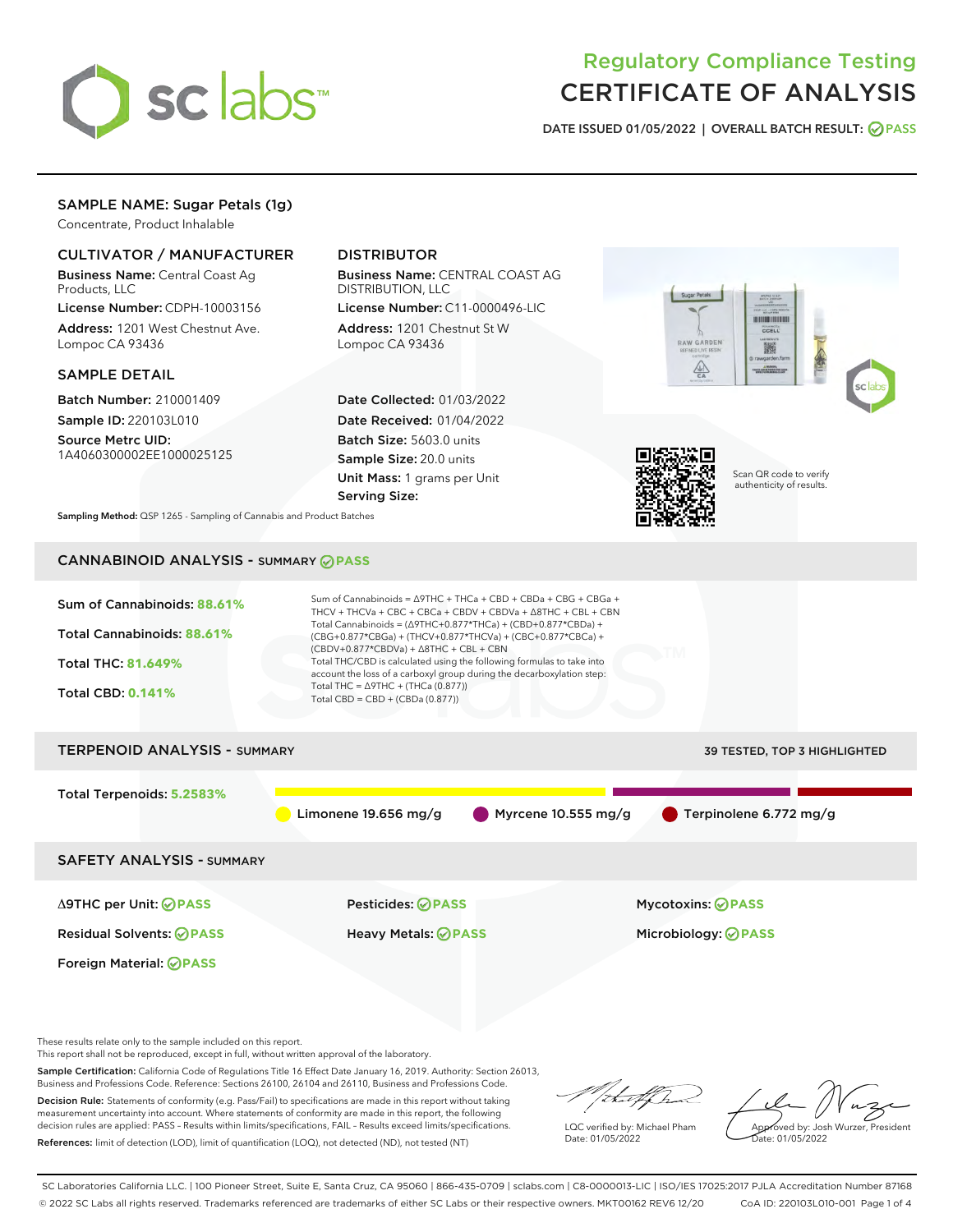# Regulatory Compliance Testing
# CERTIFICATE OF ANALYSIS

DATE ISSUED 01/05/2022 | OVERALL BATCH RESULT: PASS

## SAMPLE NAME: Sugar Petals (1g)

Concentrate, Product Inhalable

### CULTIVATOR / MANUFACTURER

**Business Name:** Central Coast Ag Products, LLC

**License Number:** CDPH-10003156

**Address:** 1201 West Chestnut Ave. Lompoc CA 93436

### DISTRIBUTOR

**Business Name:** CENTRAL COAST AG DISTRIBUTION, LLC

**License Number:** C11-0000496-LIC

**Address:** 1201 Chestnut St W Lompoc CA 93436

### SAMPLE DETAIL

**Batch Number:** 210001409

**Sample ID:** 220103L010

**Source Metrc UID:** 1A4060300002EE1000025125

**Date Collected:** 01/03/2022

**Date Received:** 01/04/2022

**Batch Size:** 5603.0 units

**Sample Size:** 20.0 units

**Unit Mass:** 1 grams per Unit

**Serving Size:**

Scan QR code to verify authenticity of results.

**Sampling Method:** QSP 1265 - Sampling of Cannabis and Product Batches

## CANNABINOID ANALYSIS - SUMMARY PASS

Sum of Cannabinoids: **88.61%**

Total Cannabinoids: **88.61%**

Total THC: **81.649%**

Total CBD: **0.141%**

Sum of Cannabinoids = Δ9THC + THCa + CBD + CBDa + CBG + CBGa + THCV + THCVa + CBC + CBCa + CBDV + CBDVa + Δ8THC + CBL + CBN

Total Cannabinoids = (Δ9THC+0.877*THCa) + (CBD+0.877*CBDa) + (CBG+0.877*CBGa) + (THCV+0.877*THCVa) + (CBC+0.877*CBCa) + (CBDV+0.877*CBDVa) + Δ8THC + CBL + CBN

Total THC/CBD is calculated using the following formulas to take into account the loss of a carboxyl group during the decarboxylation step:

Total THC = Δ9THC + (THCa (0.877))

Total CBD = CBD + (CBDa (0.877))

## TERPENOID ANALYSIS - SUMMARY

39 TESTED, TOP 3 HIGHLIGHTED

Total Terpenoids: **5.2583%**

Limonene 19.656 mg/g | Myrcene 10.555 mg/g | Terpinolene 6.772 mg/g

## SAFETY ANALYSIS - SUMMARY

| | | |
|---|---|---|
| Δ9THC per Unit: PASS | Pesticides: PASS | Mycotoxins: PASS |
| Residual Solvents: PASS | Heavy Metals: PASS | Microbiology: PASS |
| Foreign Material: PASS | | |

These results relate only to the sample included on this report.
This report shall not be reproduced, except in full, without written approval of the laboratory.

**Sample Certification:** California Code of Regulations Title 16 Effect Date January 16, 2019. Authority: Section 26013, Business and Professions Code. Reference: Sections 26100, 26104 and 26110, Business and Professions Code.

**Decision Rule:** Statements of conformity (e.g. Pass/Fail) to specifications are made in this report without taking measurement uncertainty into account. Where statements of conformity are made in this report, the following decision rules are applied: PASS – Results within limits/specifications, FAIL – Results exceed limits/specifications.

**References:** limit of detection (LOD), limit of quantification (LOQ), not detected (ND), not tested (NT)

LQC verified by: Michael Pham
Date: 01/05/2022

Approved by: Josh Wurzer, President
Date: 01/05/2022

SC Laboratories California LLC. | 100 Pioneer Street, Suite E, Santa Cruz, CA 95060 | 866-435-0709 | sclabs.com | C8-0000013-LIC | ISO/IES 17025:2017 PJLA Accreditation Number 87168
© 2022 SC Labs all rights reserved. Trademarks referenced are trademarks of either SC Labs or their respective owners. MKT00162 REV6 12/20 CoA ID: 220103L010-001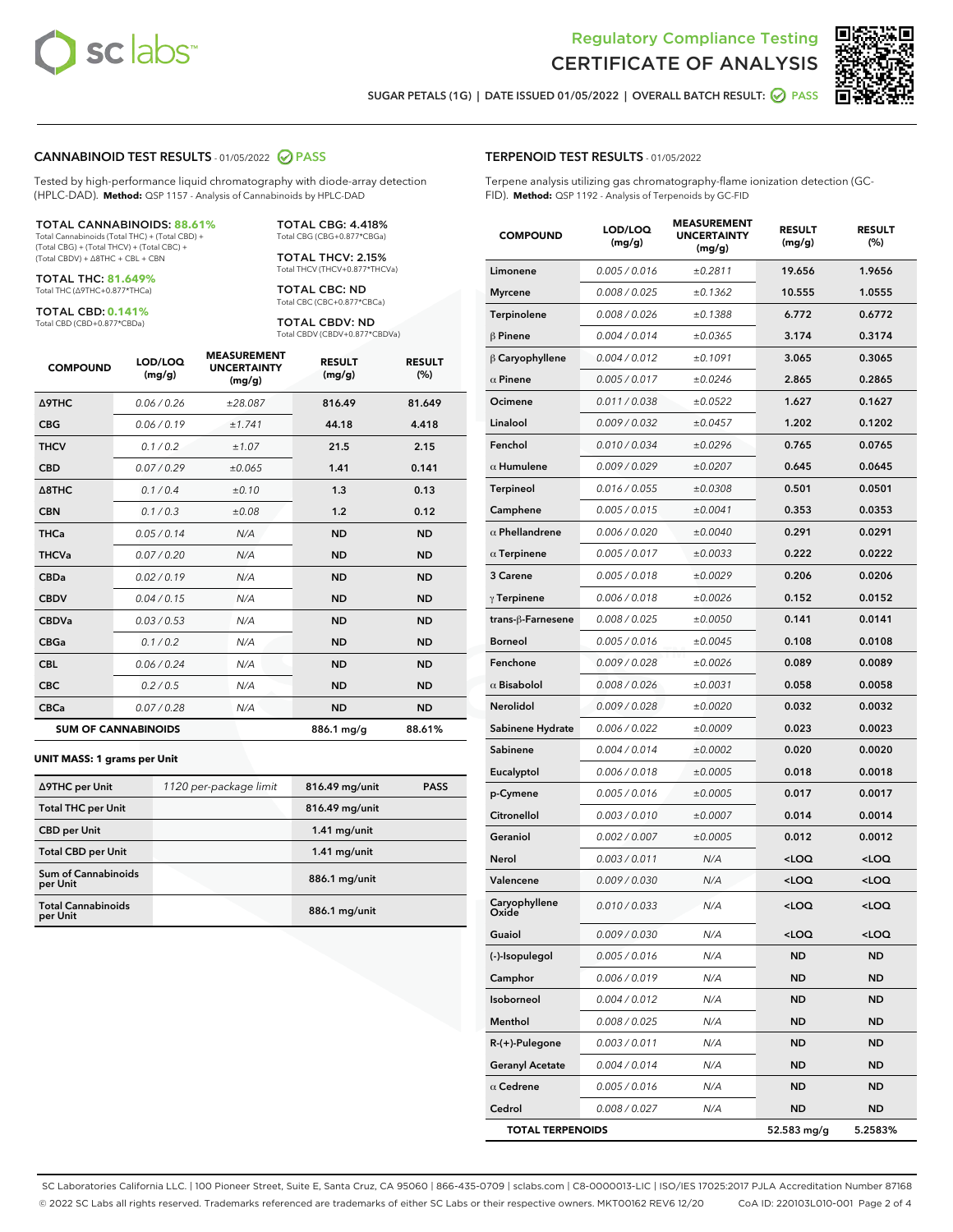# Regulatory Compliance Testing
# CERTIFICATE OF ANALYSIS

SUGAR PETALS (1G) | DATE ISSUED 01/05/2022 | OVERALL BATCH RESULT: PASS

## CANNABINOID TEST RESULTS - 01/05/2022 PASS

Tested by high-performance liquid chromatography with diode-array detection (HPLC-DAD). **Method:** QSP 1157 - Analysis of Cannabinoids by HPLC-DAD

**TOTAL CANNABINOIDS: 88.61%**
Total Cannabinoids (Total THC) + (Total CBD) + (Total CBG) + (Total THCV) + (Total CBC) + (Total CBDV) + Δ8THC + CBL + CBN

**TOTAL THC: 81.649%**
Total THC (Δ9THC+0.877*THCa)

**TOTAL CBD: 0.141%**
Total CBD (CBD+0.877*CBDa)

**TOTAL CBG: 4.418%**
Total CBG (CBG+0.877*CBGa)

**TOTAL THCV: 2.15%**
Total THCV (THCV+0.877*THCVa)

**TOTAL CBC: ND**
Total CBC (CBC+0.877*CBCa)

**TOTAL CBDV: ND**
Total CBDV (CBDV+0.877*CBDVa)

| COMPOUND | LOD/LOQ (mg/g) | MEASUREMENT UNCERTAINTY (mg/g) | RESULT (mg/g) | RESULT (%) |
|---|---|---|---|---|
| Δ9THC | 0.06 / 0.26 | ±28.087 | 816.49 | 81.649 |
| CBG | 0.06 / 0.19 | ±1.741 | 44.18 | 4.418 |
| THCV | 0.1 / 0.2 | ±1.07 | 21.5 | 2.15 |
| CBD | 0.07 / 0.29 | ±0.065 | 1.41 | 0.141 |
| Δ8THC | 0.1 / 0.4 | ±0.10 | 1.3 | 0.13 |
| CBN | 0.1 / 0.3 | ±0.08 | 1.2 | 0.12 |
| THCa | 0.05 / 0.14 | N/A | ND | ND |
| THCVa | 0.07 / 0.20 | N/A | ND | ND |
| CBDa | 0.02 / 0.19 | N/A | ND | ND |
| CBDV | 0.04 / 0.15 | N/A | ND | ND |
| CBDVa | 0.03 / 0.53 | N/A | ND | ND |
| CBGa | 0.1 / 0.2 | N/A | ND | ND |
| CBL | 0.06 / 0.24 | N/A | ND | ND |
| CBC | 0.2 / 0.5 | N/A | ND | ND |
| CBCa | 0.07 / 0.28 | N/A | ND | ND |
| **SUM OF CANNABINOIDS** | | | 886.1 mg/g | 88.61% |

**UNIT MASS: 1 grams per Unit**

| | | | |
|---|---|---|---|
| Δ9THC per Unit | 1120 per-package limit | 816.49 mg/unit | PASS |
| Total THC per Unit | | 816.49 mg/unit | |
| CBD per Unit | | 1.41 mg/unit | |
| Total CBD per Unit | | 1.41 mg/unit | |
| Sum of Cannabinoids per Unit | | 886.1 mg/unit | |
| Total Cannabinoids per Unit | | 886.1 mg/unit | |

## TERPENOID TEST RESULTS - 01/05/2022

Terpene analysis utilizing gas chromatography-flame ionization detection (GC-FID). **Method:** QSP 1192 - Analysis of Terpenoids by GC-FID

| COMPOUND | LOD/LOQ (mg/g) | MEASUREMENT UNCERTAINTY (mg/g) | RESULT (mg/g) | RESULT (%) |
|---|---|---|---|---|
| Limonene | 0.005 / 0.016 | ±0.2811 | 19.656 | 1.9656 |
| Myrcene | 0.008 / 0.025 | ±0.1362 | 10.555 | 1.0555 |
| Terpinolene | 0.008 / 0.026 | ±0.1388 | 6.772 | 0.6772 |
| β Pinene | 0.004 / 0.014 | ±0.0365 | 3.174 | 0.3174 |
| β Caryophyllene | 0.004 / 0.012 | ±0.1091 | 3.065 | 0.3065 |
| α Pinene | 0.005 / 0.017 | ±0.0246 | 2.865 | 0.2865 |
| Ocimene | 0.011 / 0.038 | ±0.0522 | 1.627 | 0.1627 |
| Linalool | 0.009 / 0.032 | ±0.0457 | 1.202 | 0.1202 |
| Fenchol | 0.010 / 0.034 | ±0.0296 | 0.765 | 0.0765 |
| α Humulene | 0.009 / 0.029 | ±0.0207 | 0.645 | 0.0645 |
| Terpineol | 0.016 / 0.055 | ±0.0308 | 0.501 | 0.0501 |
| Camphene | 0.005 / 0.015 | ±0.0041 | 0.353 | 0.0353 |
| α Phellandrene | 0.006 / 0.020 | ±0.0040 | 0.291 | 0.0291 |
| α Terpinene | 0.005 / 0.017 | ±0.0033 | 0.222 | 0.0222 |
| 3 Carene | 0.005 / 0.018 | ±0.0029 | 0.206 | 0.0206 |
| γ Terpinene | 0.006 / 0.018 | ±0.0026 | 0.152 | 0.0152 |
| trans-β-Farnesene | 0.008 / 0.025 | ±0.0050 | 0.141 | 0.0141 |
| Borneol | 0.005 / 0.016 | ±0.0045 | 0.108 | 0.0108 |
| Fenchone | 0.009 / 0.028 | ±0.0026 | 0.089 | 0.0089 |
| α Bisabolol | 0.008 / 0.026 | ±0.0031 | 0.058 | 0.0058 |
| Nerolidol | 0.009 / 0.028 | ±0.0020 | 0.032 | 0.0032 |
| Sabinene Hydrate | 0.006 / 0.022 | ±0.0009 | 0.023 | 0.0023 |
| Sabinene | 0.004 / 0.014 | ±0.0002 | 0.020 | 0.0020 |
| Eucalyptol | 0.006 / 0.018 | ±0.0005 | 0.018 | 0.0018 |
| p-Cymene | 0.005 / 0.016 | ±0.0005 | 0.017 | 0.0017 |
| Citronellol | 0.003 / 0.010 | ±0.0007 | 0.014 | 0.0014 |
| Geraniol | 0.002 / 0.007 | ±0.0005 | 0.012 | 0.0012 |
| Nerol | 0.003 / 0.011 | N/A | <LOQ | <LOQ |
| Valencene | 0.009 / 0.030 | N/A | <LOQ | <LOQ |
| Caryophyllene Oxide | 0.010 / 0.033 | N/A | <LOQ | <LOQ |
| Guaiol | 0.009 / 0.030 | N/A | <LOQ | <LOQ |
| (-)-Isopulegol | 0.005 / 0.016 | N/A | ND | ND |
| Camphor | 0.006 / 0.019 | N/A | ND | ND |
| Isoborneol | 0.004 / 0.012 | N/A | ND | ND |
| Menthol | 0.008 / 0.025 | N/A | ND | ND |
| R-(+)-Pulegone | 0.003 / 0.011 | N/A | ND | ND |
| Geranyl Acetate | 0.004 / 0.014 | N/A | ND | ND |
| α Cedrene | 0.005 / 0.016 | N/A | ND | ND |
| Cedrol | 0.008 / 0.027 | N/A | ND | ND |
| **TOTAL TERPENOIDS** | | | 52.583 mg/g | 5.2583% |

SC Laboratories California LLC. | 100 Pioneer Street, Suite E, Santa Cruz, CA 95060 | 866-435-0709 | sclabs.com | C8-0000013-LIC | ISO/IES 17025:2017 PJLA Accreditation Number 87168
© 2022 SC Labs all rights reserved. Trademarks referenced are trademarks of either SC Labs or their respective owners. MKT00162 REV6 12/20 CoA ID: 220103L010-001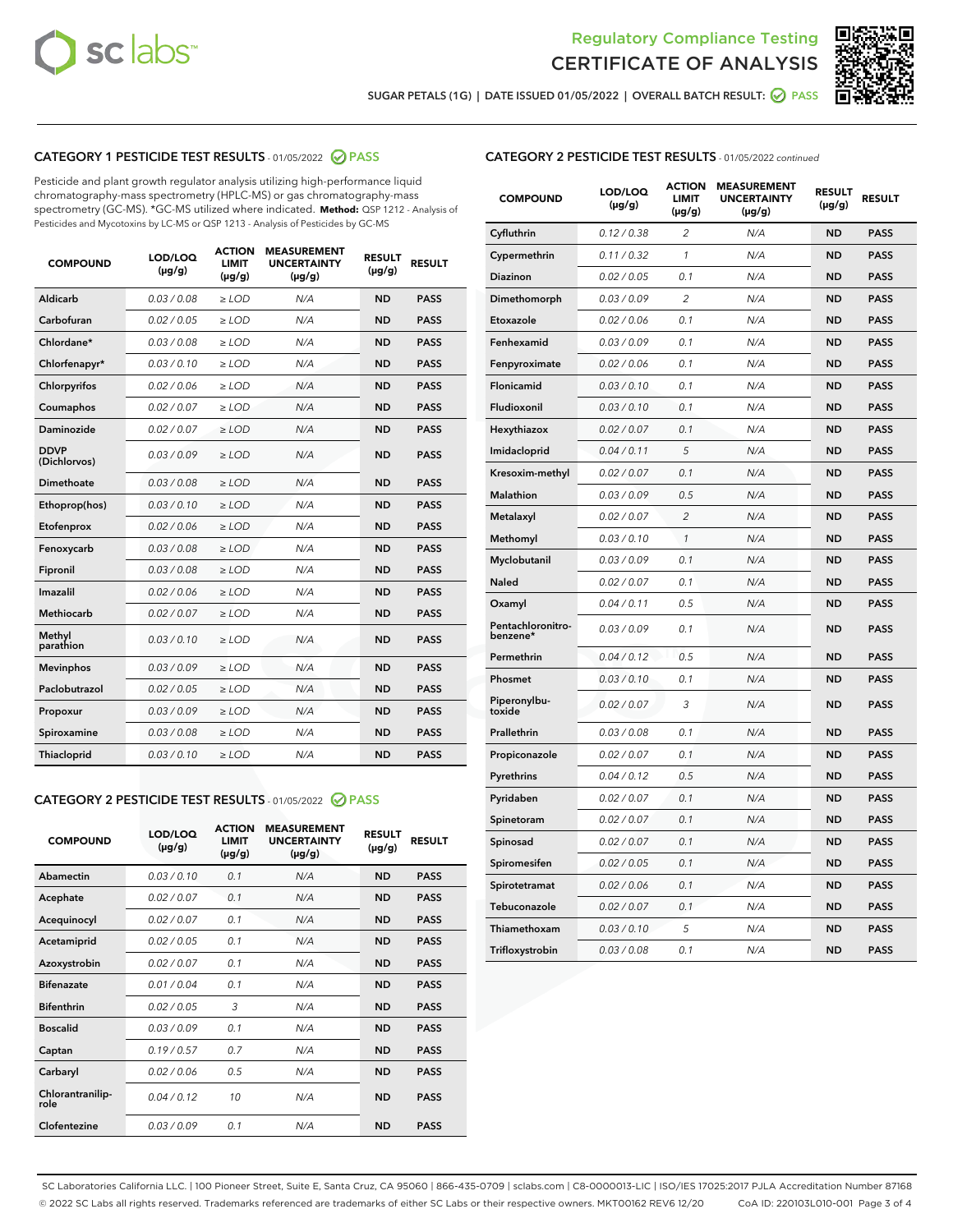Regulatory Compliance Testing

# CERTIFICATE OF ANALYSIS

SUGAR PETALS (1G) | DATE ISSUED 01/05/2022 | OVERALL BATCH RESULT: PASS

## CATEGORY 1 PESTICIDE TEST RESULTS - 01/05/2022 PASS

Pesticide and plant growth regulator analysis utilizing high-performance liquid chromatography-mass spectrometry (HPLC-MS) or gas chromatography-mass spectrometry (GC-MS). *GC-MS utilized where indicated. **Method:** QSP 1212 - Analysis of Pesticides and Mycotoxins by LC-MS or QSP 1213 - Analysis of Pesticides by GC-MS

| COMPOUND | LOD/LOQ (µg/g) | ACTION LIMIT (µg/g) | MEASUREMENT UNCERTAINTY (µg/g) | RESULT (µg/g) | RESULT |
|---|---|---|---|---|---|
| Aldicarb | 0.03 / 0.08 | ≥ LOD | N/A | ND | PASS |
| Carbofuran | 0.02 / 0.05 | ≥ LOD | N/A | ND | PASS |
| Chlordane* | 0.03 / 0.08 | ≥ LOD | N/A | ND | PASS |
| Chlorfenapyr* | 0.03 / 0.10 | ≥ LOD | N/A | ND | PASS |
| Chlorpyrifos | 0.02 / 0.06 | ≥ LOD | N/A | ND | PASS |
| Coumaphos | 0.02 / 0.07 | ≥ LOD | N/A | ND | PASS |
| Daminozide | 0.02 / 0.07 | ≥ LOD | N/A | ND | PASS |
| DDVP (Dichlorvos) | 0.03 / 0.09 | ≥ LOD | N/A | ND | PASS |
| Dimethoate | 0.03 / 0.08 | ≥ LOD | N/A | ND | PASS |
| Ethoprop(hos) | 0.03 / 0.10 | ≥ LOD | N/A | ND | PASS |
| Etofenprox | 0.02 / 0.06 | ≥ LOD | N/A | ND | PASS |
| Fenoxycarb | 0.03 / 0.08 | ≥ LOD | N/A | ND | PASS |
| Fipronil | 0.03 / 0.08 | ≥ LOD | N/A | ND | PASS |
| Imazalil | 0.02 / 0.06 | ≥ LOD | N/A | ND | PASS |
| Methiocarb | 0.02 / 0.07 | ≥ LOD | N/A | ND | PASS |
| Methyl parathion | 0.03 / 0.10 | ≥ LOD | N/A | ND | PASS |
| Mevinphos | 0.03 / 0.09 | ≥ LOD | N/A | ND | PASS |
| Paclobutrazol | 0.02 / 0.05 | ≥ LOD | N/A | ND | PASS |
| Propoxur | 0.03 / 0.09 | ≥ LOD | N/A | ND | PASS |
| Spiroxamine | 0.03 / 0.08 | ≥ LOD | N/A | ND | PASS |
| Thiacloprid | 0.03 / 0.10 | ≥ LOD | N/A | ND | PASS |

## CATEGORY 2 PESTICIDE TEST RESULTS - 01/05/2022 PASS

| COMPOUND | LOD/LOQ (µg/g) | ACTION LIMIT (µg/g) | MEASUREMENT UNCERTAINTY (µg/g) | RESULT (µg/g) | RESULT |
|---|---|---|---|---|---|
| Abamectin | 0.03 / 0.10 | 0.1 | N/A | ND | PASS |
| Acephate | 0.02 / 0.07 | 0.1 | N/A | ND | PASS |
| Acequinocyl | 0.02 / 0.07 | 0.1 | N/A | ND | PASS |
| Acetamiprid | 0.02 / 0.05 | 0.1 | N/A | ND | PASS |
| Azoxystrobin | 0.02 / 0.07 | 0.1 | N/A | ND | PASS |
| Bifenazate | 0.01 / 0.04 | 0.1 | N/A | ND | PASS |
| Bifenthrin | 0.02 / 0.05 | 3 | N/A | ND | PASS |
| Boscalid | 0.03 / 0.09 | 0.1 | N/A | ND | PASS |
| Captan | 0.19 / 0.57 | 0.7 | N/A | ND | PASS |
| Carbaryl | 0.02 / 0.06 | 0.5 | N/A | ND | PASS |
| Chlorantraniliprole | 0.04 / 0.12 | 10 | N/A | ND | PASS |
| Clofentezine | 0.03 / 0.09 | 0.1 | N/A | ND | PASS |
| Cyfluthrin | 0.12 / 0.38 | 2 | N/A | ND | PASS |
| Cypermethrin | 0.11 / 0.32 | 1 | N/A | ND | PASS |
| Diazinon | 0.02 / 0.05 | 0.1 | N/A | ND | PASS |
| Dimethomorph | 0.03 / 0.09 | 2 | N/A | ND | PASS |
| Etoxazole | 0.02 / 0.06 | 0.1 | N/A | ND | PASS |
| Fenhexamid | 0.03 / 0.09 | 0.1 | N/A | ND | PASS |
| Fenpyroximate | 0.02 / 0.06 | 0.1 | N/A | ND | PASS |
| Flonicamid | 0.03 / 0.10 | 0.1 | N/A | ND | PASS |
| Fludioxonil | 0.03 / 0.10 | 0.1 | N/A | ND | PASS |
| Hexythiazox | 0.02 / 0.07 | 0.1 | N/A | ND | PASS |
| Imidacloprid | 0.04 / 0.11 | 5 | N/A | ND | PASS |
| Kresoxim-methyl | 0.02 / 0.07 | 0.1 | N/A | ND | PASS |
| Malathion | 0.03 / 0.09 | 0.5 | N/A | ND | PASS |
| Metalaxyl | 0.02 / 0.07 | 2 | N/A | ND | PASS |
| Methomyl | 0.03 / 0.10 | 1 | N/A | ND | PASS |
| Myclobutanil | 0.03 / 0.09 | 0.1 | N/A | ND | PASS |
| Naled | 0.02 / 0.07 | 0.1 | N/A | ND | PASS |
| Oxamyl | 0.04 / 0.11 | 0.5 | N/A | ND | PASS |
| Pentachloronitrobenzene* | 0.03 / 0.09 | 0.1 | N/A | ND | PASS |
| Permethrin | 0.04 / 0.12 | 0.5 | N/A | ND | PASS |
| Phosmet | 0.03 / 0.10 | 0.1 | N/A | ND | PASS |
| Piperonylbutoxide | 0.02 / 0.07 | 3 | N/A | ND | PASS |
| Prallethrin | 0.03 / 0.08 | 0.1 | N/A | ND | PASS |
| Propiconazole | 0.02 / 0.07 | 0.1 | N/A | ND | PASS |
| Pyrethrins | 0.04 / 0.12 | 0.5 | N/A | ND | PASS |
| Pyridaben | 0.02 / 0.07 | 0.1 | N/A | ND | PASS |
| Spinetoram | 0.02 / 0.07 | 0.1 | N/A | ND | PASS |
| Spinosad | 0.02 / 0.07 | 0.1 | N/A | ND | PASS |
| Spiromesifen | 0.02 / 0.05 | 0.1 | N/A | ND | PASS |
| Spirotetramat | 0.02 / 0.06 | 0.1 | N/A | ND | PASS |
| Tebuconazole | 0.02 / 0.07 | 0.1 | N/A | ND | PASS |
| Thiamethoxam | 0.03 / 0.10 | 5 | N/A | ND | PASS |
| Trifloxystrobin | 0.03 / 0.08 | 0.1 | N/A | ND | PASS |

SC Laboratories California LLC. | 100 Pioneer Street, Suite E, Santa Cruz, CA 95060 | 866-435-0709 | sclabs.com | C8-0000013-LIC | ISO/IES 17025:2017 PJLA Accreditation Number 87168
© 2022 SC Labs all rights reserved. Trademarks referenced are trademarks of either SC Labs or their respective owners. MKT00162 REV6 12/20 CoA ID: 220103L010-001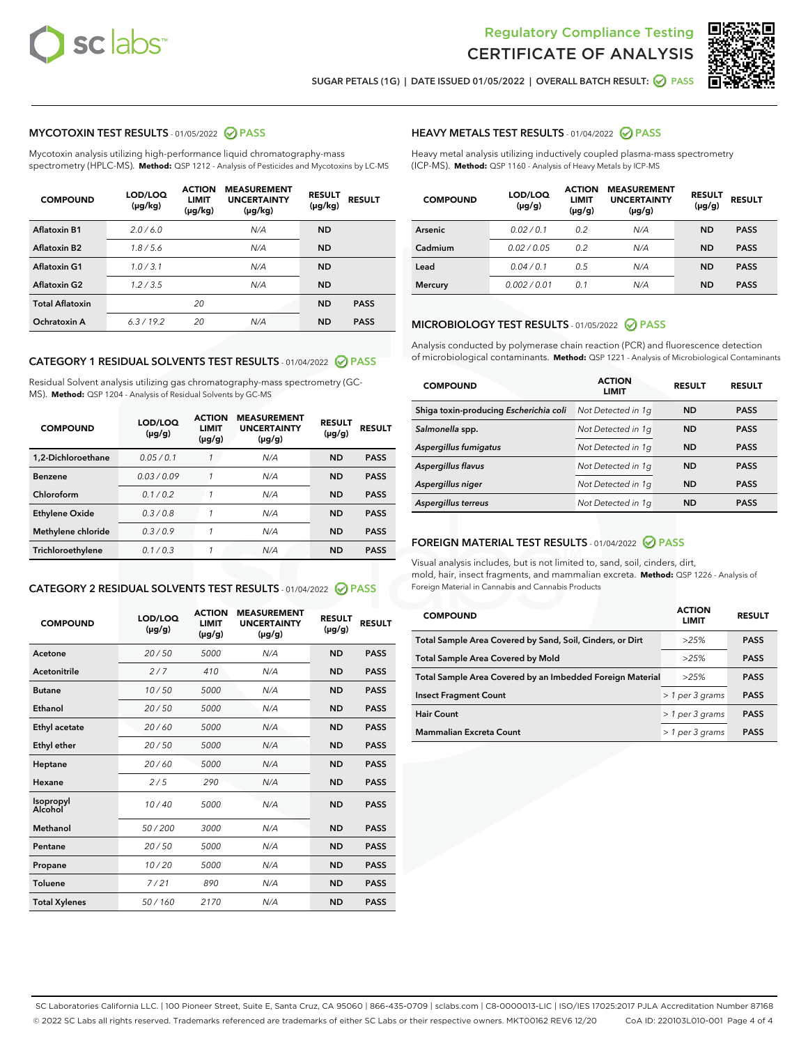Regulatory Compliance Testing
# CERTIFICATE OF ANALYSIS

SUGAR PETALS (1G) | DATE ISSUED 01/05/2022 | OVERALL BATCH RESULT: PASS

## MYCOTOXIN TEST RESULTS - 01/05/2022 PASS

Mycotoxin analysis utilizing high-performance liquid chromatography-mass spectrometry (HPLC-MS). **Method:** QSP 1212 - Analysis of Pesticides and Mycotoxins by LC-MS

| COMPOUND | LOD/LOQ (µg/kg) | ACTION LIMIT (µg/kg) | MEASUREMENT UNCERTAINTY (µg/kg) | RESULT (µg/kg) | RESULT |
|---|---|---|---|---|---|
| Aflatoxin B1 | 2.0 / 6.0 | | N/A | ND | |
| Aflatoxin B2 | 1.8 / 5.6 | | N/A | ND | |
| Aflatoxin G1 | 1.0 / 3.1 | | N/A | ND | |
| Aflatoxin G2 | 1.2 / 3.5 | | N/A | ND | |
| Total Aflatoxin | | 20 | | ND | PASS |
| Ochratoxin A | 6.3 / 19.2 | 20 | N/A | ND | PASS |

## CATEGORY 1 RESIDUAL SOLVENTS TEST RESULTS - 01/04/2022 PASS

Residual Solvent analysis utilizing gas chromatography-mass spectrometry (GC-MS). **Method:** QSP 1204 - Analysis of Residual Solvents by GC-MS

| COMPOUND | LOD/LOQ (µg/g) | ACTION LIMIT (µg/g) | MEASUREMENT UNCERTAINTY (µg/g) | RESULT (µg/g) | RESULT |
|---|---|---|---|---|---|
| 1,2-Dichloroethane | 0.05 / 0.1 | 1 | N/A | ND | PASS |
| Benzene | 0.03 / 0.09 | 1 | N/A | ND | PASS |
| Chloroform | 0.1 / 0.2 | 1 | N/A | ND | PASS |
| Ethylene Oxide | 0.3 / 0.8 | 1 | N/A | ND | PASS |
| Methylene chloride | 0.3 / 0.9 | 1 | N/A | ND | PASS |
| Trichloroethylene | 0.1 / 0.3 | 1 | N/A | ND | PASS |

## CATEGORY 2 RESIDUAL SOLVENTS TEST RESULTS - 01/04/2022 PASS

| COMPOUND | LOD/LOQ (µg/g) | ACTION LIMIT (µg/g) | MEASUREMENT UNCERTAINTY (µg/g) | RESULT (µg/g) | RESULT |
|---|---|---|---|---|---|
| Acetone | 20 / 50 | 5000 | N/A | ND | PASS |
| Acetonitrile | 2 / 7 | 410 | N/A | ND | PASS |
| Butane | 10 / 50 | 5000 | N/A | ND | PASS |
| Ethanol | 20 / 50 | 5000 | N/A | ND | PASS |
| Ethyl acetate | 20 / 60 | 5000 | N/A | ND | PASS |
| Ethyl ether | 20 / 50 | 5000 | N/A | ND | PASS |
| Heptane | 20 / 60 | 5000 | N/A | ND | PASS |
| Hexane | 2 / 5 | 290 | N/A | ND | PASS |
| Isopropyl Alcohol | 10 / 40 | 5000 | N/A | ND | PASS |
| Methanol | 50 / 200 | 3000 | N/A | ND | PASS |
| Pentane | 20 / 50 | 5000 | N/A | ND | PASS |
| Propane | 10 / 20 | 5000 | N/A | ND | PASS |
| Toluene | 7 / 21 | 890 | N/A | ND | PASS |
| Total Xylenes | 50 / 160 | 2170 | N/A | ND | PASS |

## HEAVY METALS TEST RESULTS - 01/04/2022 PASS

Heavy metal analysis utilizing inductively coupled plasma-mass spectrometry (ICP-MS). **Method:** QSP 1160 - Analysis of Heavy Metals by ICP-MS

| COMPOUND | LOD/LOQ (µg/g) | ACTION LIMIT (µg/g) | MEASUREMENT UNCERTAINTY (µg/g) | RESULT (µg/g) | RESULT |
|---|---|---|---|---|---|
| Arsenic | 0.02 / 0.1 | 0.2 | N/A | ND | PASS |
| Cadmium | 0.02 / 0.05 | 0.2 | N/A | ND | PASS |
| Lead | 0.04 / 0.1 | 0.5 | N/A | ND | PASS |
| Mercury | 0.002 / 0.01 | 0.1 | N/A | ND | PASS |

## MICROBIOLOGY TEST RESULTS - 01/05/2022 PASS

Analysis conducted by polymerase chain reaction (PCR) and fluorescence detection of microbiological contaminants. **Method:** QSP 1221 - Analysis of Microbiological Contaminants

| COMPOUND | ACTION LIMIT | RESULT | RESULT |
|---|---|---|---|
| Shiga toxin-producing *Escherichia coli* | Not Detected in 1g | ND | PASS |
| *Salmonella* spp. | Not Detected in 1g | ND | PASS |
| *Aspergillus fumigatus* | Not Detected in 1g | ND | PASS |
| *Aspergillus flavus* | Not Detected in 1g | ND | PASS |
| *Aspergillus niger* | Not Detected in 1g | ND | PASS |
| *Aspergillus terreus* | Not Detected in 1g | ND | PASS |

## FOREIGN MATERIAL TEST RESULTS - 01/04/2022 PASS

Visual analysis includes, but is not limited to, sand, soil, cinders, dirt, mold, hair, insect fragments, and mammalian excreta. **Method:** QSP 1226 - Analysis of Foreign Material in Cannabis and Cannabis Products

| COMPOUND | ACTION LIMIT | RESULT |
|---|---|---|
| Total Sample Area Covered by Sand, Soil, Cinders, or Dirt | >25% | PASS |
| Total Sample Area Covered by Mold | >25% | PASS |
| Total Sample Area Covered by an Imbedded Foreign Material | >25% | PASS |
| Insect Fragment Count | > 1 per 3 grams | PASS |
| Hair Count | > 1 per 3 grams | PASS |
| Mammalian Excreta Count | > 1 per 3 grams | PASS |

SC Laboratories California LLC. | 100 Pioneer Street, Suite E, Santa Cruz, CA 95060 | 866-435-0709 | sclabs.com | C8-0000013-LIC | ISO/IES 17025:2017 PJLA Accreditation Number 87168
© 2022 SC Labs all rights reserved. Trademarks referenced are trademarks of either SC Labs or their respective owners. MKT00162 REV6 12/20 CoA ID: 220103L010-001